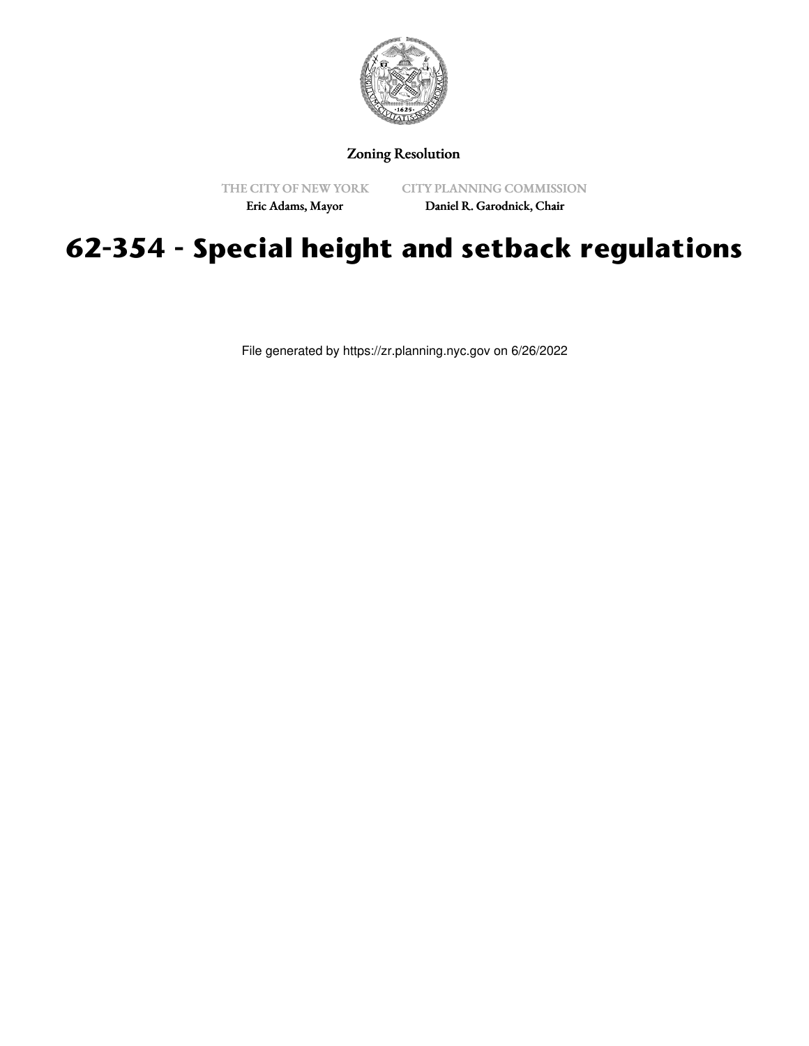Zoning Resolution

THE CITY OF NEW YORK
Eric Adams, Mayor

CITY PLANNING COMMISSION
Daniel R. Garodnick, Chair

# 62-354 - Special height and setback regulations

File generated by https://zr.planning.nyc.gov on 6/26/2022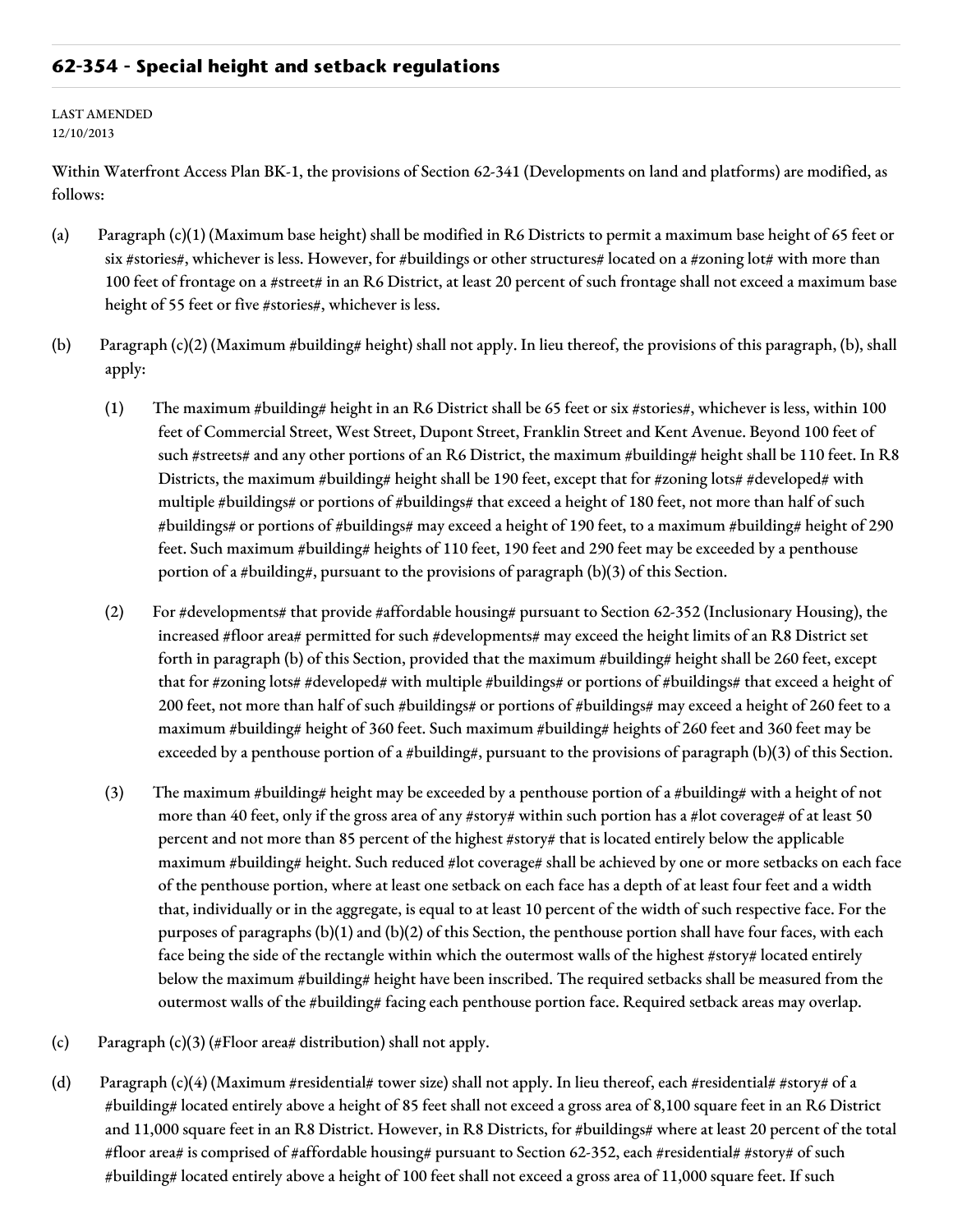## 62-354 - Special height and setback regulations

LAST AMENDED
12/10/2013

Within Waterfront Access Plan BK-1, the provisions of Section 62-341 (Developments on land and platforms) are modified, as follows:

(a) Paragraph (c)(1) (Maximum base height) shall be modified in R6 Districts to permit a maximum base height of 65 feet or six #stories#, whichever is less. However, for #buildings or other structures# located on a #zoning lot# with more than 100 feet of frontage on a #street# in an R6 District, at least 20 percent of such frontage shall not exceed a maximum base height of 55 feet or five #stories#, whichever is less.

(b) Paragraph (c)(2) (Maximum #building# height) shall not apply. In lieu thereof, the provisions of this paragraph, (b), shall apply:

(1) The maximum #building# height in an R6 District shall be 65 feet or six #stories#, whichever is less, within 100 feet of Commercial Street, West Street, Dupont Street, Franklin Street and Kent Avenue. Beyond 100 feet of such #streets# and any other portions of an R6 District, the maximum #building# height shall be 110 feet. In R8 Districts, the maximum #building# height shall be 190 feet, except that for #zoning lots# #developed# with multiple #buildings# or portions of #buildings# that exceed a height of 180 feet, not more than half of such #buildings# or portions of #buildings# may exceed a height of 190 feet, to a maximum #building# height of 290 feet. Such maximum #building# heights of 110 feet, 190 feet and 290 feet may be exceeded by a penthouse portion of a #building#, pursuant to the provisions of paragraph (b)(3) of this Section.

(2) For #developments# that provide #affordable housing# pursuant to Section 62-352 (Inclusionary Housing), the increased #floor area# permitted for such #developments# may exceed the height limits of an R8 District set forth in paragraph (b) of this Section, provided that the maximum #building# height shall be 260 feet, except that for #zoning lots# #developed# with multiple #buildings# or portions of #buildings# that exceed a height of 200 feet, not more than half of such #buildings# or portions of #buildings# may exceed a height of 260 feet to a maximum #building# height of 360 feet. Such maximum #building# heights of 260 feet and 360 feet may be exceeded by a penthouse portion of a #building#, pursuant to the provisions of paragraph (b)(3) of this Section.

(3) The maximum #building# height may be exceeded by a penthouse portion of a #building# with a height of not more than 40 feet, only if the gross area of any #story# within such portion has a #lot coverage# of at least 50 percent and not more than 85 percent of the highest #story# that is located entirely below the applicable maximum #building# height. Such reduced #lot coverage# shall be achieved by one or more setbacks on each face of the penthouse portion, where at least one setback on each face has a depth of at least four feet and a width that, individually or in the aggregate, is equal to at least 10 percent of the width of such respective face. For the purposes of paragraphs (b)(1) and (b)(2) of this Section, the penthouse portion shall have four faces, with each face being the side of the rectangle within which the outermost walls of the highest #story# located entirely below the maximum #building# height have been inscribed. The required setbacks shall be measured from the outermost walls of the #building# facing each penthouse portion face. Required setback areas may overlap.

(c) Paragraph (c)(3) (#Floor area# distribution) shall not apply.

(d) Paragraph (c)(4) (Maximum #residential# tower size) shall not apply. In lieu thereof, each #residential# #story# of a #building# located entirely above a height of 85 feet shall not exceed a gross area of 8,100 square feet in an R6 District and 11,000 square feet in an R8 District. However, in R8 Districts, for #buildings# where at least 20 percent of the total #floor area# is comprised of #affordable housing# pursuant to Section 62-352, each #residential# #story# of such #building# located entirely above a height of 100 feet shall not exceed a gross area of 11,000 square feet. If such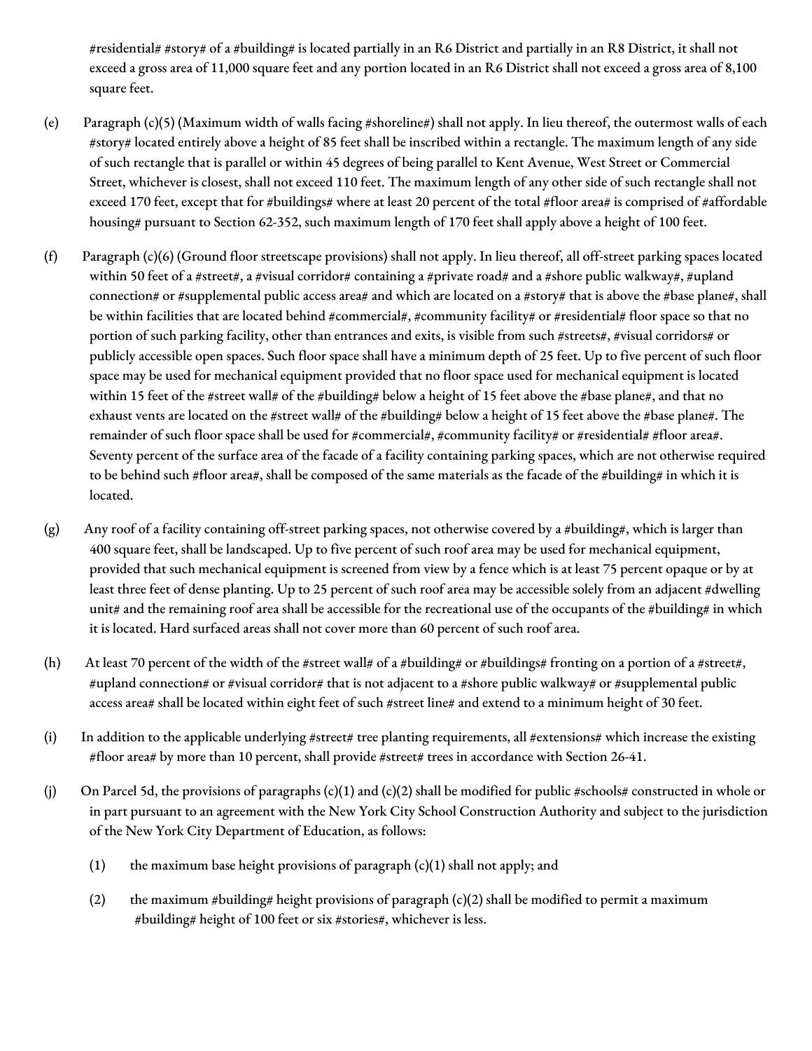#residential# #story# of a #building# is located partially in an R6 District and partially in an R8 District, it shall not exceed a gross area of 11,000 square feet and any portion located in an R6 District shall not exceed a gross area of 8,100 square feet.

(e) Paragraph (c)(5) (Maximum width of walls facing #shoreline#) shall not apply. In lieu thereof, the outermost walls of each #story# located entirely above a height of 85 feet shall be inscribed within a rectangle. The maximum length of any side of such rectangle that is parallel or within 45 degrees of being parallel to Kent Avenue, West Street or Commercial Street, whichever is closest, shall not exceed 110 feet. The maximum length of any other side of such rectangle shall not exceed 170 feet, except that for #buildings# where at least 20 percent of the total #floor area# is comprised of #affordable housing# pursuant to Section 62-352, such maximum length of 170 feet shall apply above a height of 100 feet.

(f) Paragraph (c)(6) (Ground floor streetscape provisions) shall not apply. In lieu thereof, all off-street parking spaces located within 50 feet of a #street#, a #visual corridor# containing a #private road# and a #shore public walkway#, #upland connection# or #supplemental public access area# and which are located on a #story# that is above the #base plane#, shall be within facilities that are located behind #commercial#, #community facility# or #residential# floor space so that no portion of such parking facility, other than entrances and exits, is visible from such #streets#, #visual corridors# or publicly accessible open spaces. Such floor space shall have a minimum depth of 25 feet. Up to five percent of such floor space may be used for mechanical equipment provided that no floor space used for mechanical equipment is located within 15 feet of the #street wall# of the #building# below a height of 15 feet above the #base plane#, and that no exhaust vents are located on the #street wall# of the #building# below a height of 15 feet above the #base plane#. The remainder of such floor space shall be used for #commercial#, #community facility# or #residential# #floor area#. Seventy percent of the surface area of the facade of a facility containing parking spaces, which are not otherwise required to be behind such #floor area#, shall be composed of the same materials as the facade of the #building# in which it is located.

(g) Any roof of a facility containing off-street parking spaces, not otherwise covered by a #building#, which is larger than 400 square feet, shall be landscaped. Up to five percent of such roof area may be used for mechanical equipment, provided that such mechanical equipment is screened from view by a fence which is at least 75 percent opaque or by at least three feet of dense planting. Up to 25 percent of such roof area may be accessible solely from an adjacent #dwelling unit# and the remaining roof area shall be accessible for the recreational use of the occupants of the #building# in which it is located. Hard surfaced areas shall not cover more than 60 percent of such roof area.

(h) At least 70 percent of the width of the #street wall# of a #building# or #buildings# fronting on a portion of a #street#, #upland connection# or #visual corridor# that is not adjacent to a #shore public walkway# or #supplemental public access area# shall be located within eight feet of such #street line# and extend to a minimum height of 30 feet.

(i) In addition to the applicable underlying #street# tree planting requirements, all #extensions# which increase the existing #floor area# by more than 10 percent, shall provide #street# trees in accordance with Section 26-41.

(j) On Parcel 5d, the provisions of paragraphs (c)(1) and (c)(2) shall be modified for public #schools# constructed in whole or in part pursuant to an agreement with the New York City School Construction Authority and subject to the jurisdiction of the New York City Department of Education, as follows:

(1) the maximum base height provisions of paragraph (c)(1) shall not apply; and

(2) the maximum #building# height provisions of paragraph (c)(2) shall be modified to permit a maximum #building# height of 100 feet or six #stories#, whichever is less.